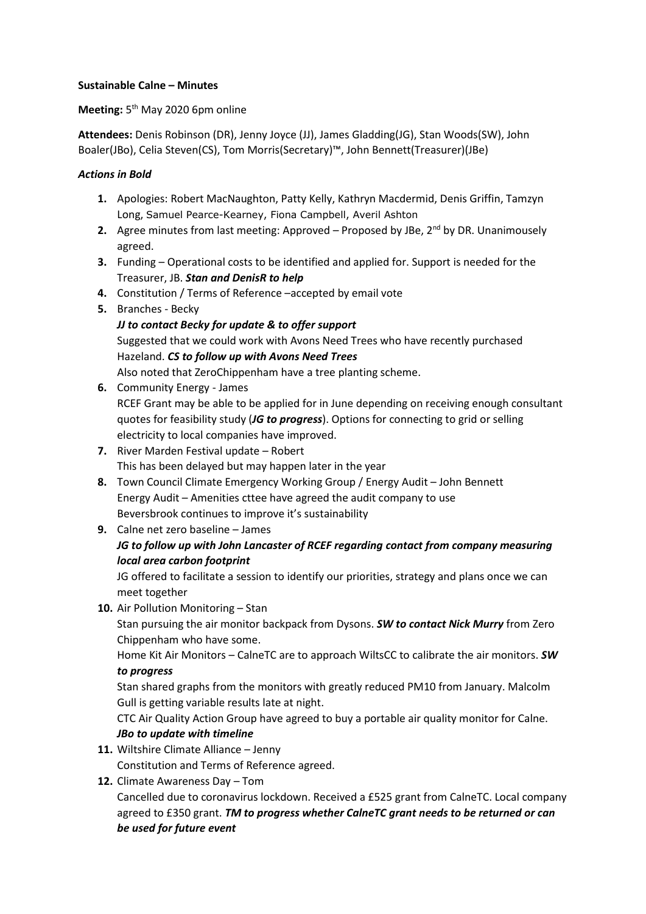**Sustainable Calne – Minutes**

**Meeting:** 5th May 2020 6pm online

**Attendees:** Denis Robinson (DR), Jenny Joyce (JJ), James Gladding(JG), Stan Woods(SW), John Boaler(JBo), Celia Steven(CS), Tom Morris(Secretary)™, John Bennett(Treasurer)(JBe)

***Actions in Bold***

1. Apologies: Robert MacNaughton, Patty Kelly, Kathryn Macdermid, Denis Griffin, Tamzyn Long, Samuel Pearce-Kearney, Fiona Campbell, Averil Ashton
2. Agree minutes from last meeting: Approved – Proposed by JBe, 2nd by DR. Unanimousely agreed.
3. Funding – Operational costs to be identified and applied for. Support is needed for the Treasurer, JB. ***Stan and DenisR to help***
4. Constitution / Terms of Reference –accepted by email vote
5. Branches - Becky
   ***JJ to contact Becky for update & to offer support***
   Suggested that we could work with Avons Need Trees who have recently purchased Hazeland. ***CS to follow up with Avons Need Trees***
   Also noted that ZeroChippenham have a tree planting scheme.
6. Community Energy - James
   RCEF Grant may be able to be applied for in June depending on receiving enough consultant quotes for feasibility study (***JG to progress***). Options for connecting to grid or selling electricity to local companies have improved.
7. River Marden Festival update – Robert
   This has been delayed but may happen later in the year
8. Town Council Climate Emergency Working Group / Energy Audit – John Bennett
   Energy Audit – Amenities cttee have agreed the audit company to use
   Beversbrook continues to improve it's sustainability
9. Calne net zero baseline – James
   ***JG to follow up with John Lancaster of RCEF regarding contact from company measuring local area carbon footprint***
   JG offered to facilitate a session to identify our priorities, strategy and plans once we can meet together
10. Air Pollution Monitoring – Stan
    Stan pursuing the air monitor backpack from Dysons. ***SW to contact Nick Murry*** from Zero Chippenham who have some.
    Home Kit Air Monitors – CalneTC are to approach WiltsCC to calibrate the air monitors. ***SW to progress***
    Stan shared graphs from the monitors with greatly reduced PM10 from January. Malcolm Gull is getting variable results late at night.
    CTC Air Quality Action Group have agreed to buy a portable air quality monitor for Calne. ***JBo to update with timeline***
11. Wiltshire Climate Alliance – Jenny
    Constitution and Terms of Reference agreed.
12. Climate Awareness Day – Tom
    Cancelled due to coronavirus lockdown. Received a £525 grant from CalneTC. Local company agreed to £350 grant. ***TM to progress whether CalneTC grant needs to be returned or can be used for future event***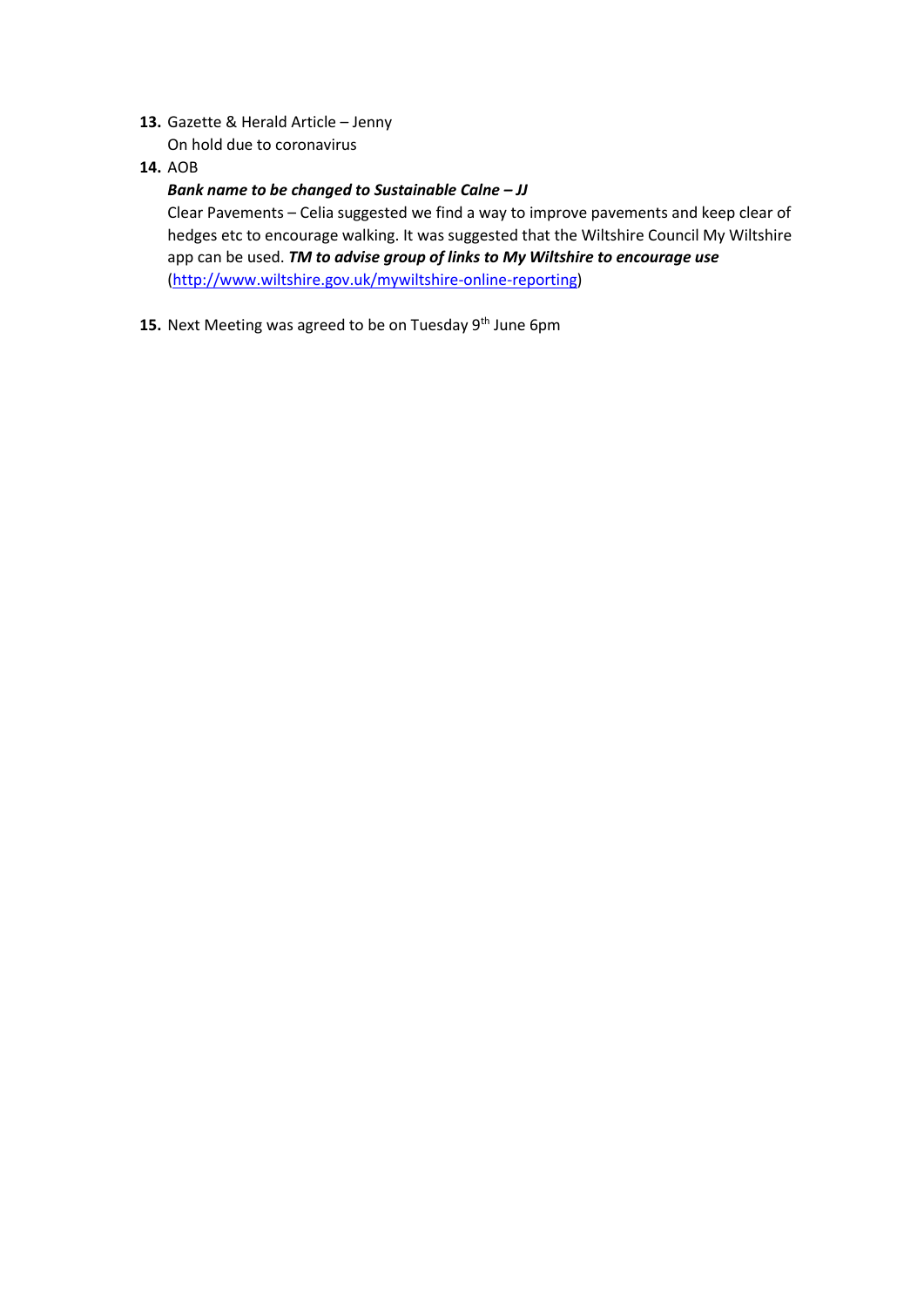**13.** Gazette & Herald Article – Jenny
On hold due to coronavirus

**14.** AOB

***Bank name to be changed to Sustainable Calne – JJ***

Clear Pavements – Celia suggested we find a way to improve pavements and keep clear of hedges etc to encourage walking. It was suggested that the Wiltshire Council My Wiltshire app can be used. ***TM to advise group of links to My Wiltshire to encourage use*** ([http://www.wiltshire.gov.uk/mywiltshire-online-reporting](http://www.wiltshire.gov.uk/mywiltshire-online-reporting))

**15.** Next Meeting was agreed to be on Tuesday 9th June 6pm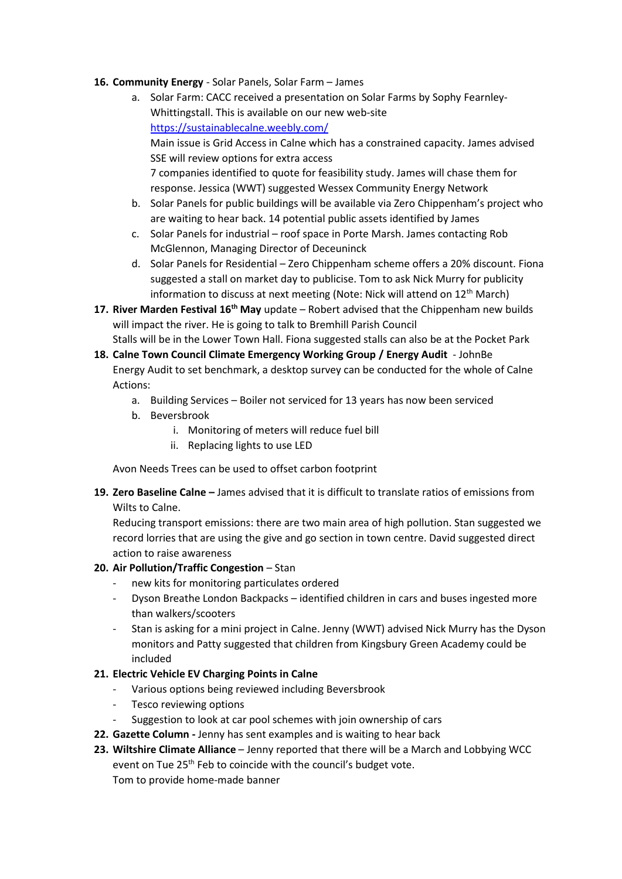16. **Community Energy** - Solar Panels, Solar Farm – James
    a. Solar Farm: CACC received a presentation on Solar Farms by Sophy Fearnley-Whittingstall. This is available on our new web-site https://sustainablecalne.weebly.com/
       Main issue is Grid Access in Calne which has a constrained capacity. James advised SSE will review options for extra access
       7 companies identified to quote for feasibility study. James will chase them for response. Jessica (WWT) suggested Wessex Community Energy Network
    b. Solar Panels for public buildings will be available via Zero Chippenham's project who are waiting to hear back. 14 potential public assets identified by James
    c. Solar Panels for industrial – roof space in Porte Marsh. James contacting Rob McGlennon, Managing Director of Deceuninck
    d. Solar Panels for Residential – Zero Chippenham scheme offers a 20% discount. Fiona suggested a stall on market day to publicise. Tom to ask Nick Murry for publicity information to discuss at next meeting (Note: Nick will attend on 12th March)
17. **River Marden Festival 16th May** update – Robert advised that the Chippenham new builds will impact the river. He is going to talk to Bremhill Parish Council
    Stalls will be in the Lower Town Hall. Fiona suggested stalls can also be at the Pocket Park
18. **Calne Town Council Climate Emergency Working Group / Energy Audit** - JohnBe
    Energy Audit to set benchmark, a desktop survey can be conducted for the whole of Calne
    Actions:
    a. Building Services – Boiler not serviced for 13 years has now been serviced
    b. Beversbrook
       i. Monitoring of meters will reduce fuel bill
       ii. Replacing lights to use LED

    Avon Needs Trees can be used to offset carbon footprint

19. **Zero Baseline Calne –** James advised that it is difficult to translate ratios of emissions from Wilts to Calne.
    Reducing transport emissions: there are two main area of high pollution. Stan suggested we record lorries that are using the give and go section in town centre. David suggested direct action to raise awareness
20. **Air Pollution/Traffic Congestion** – Stan
    - new kits for monitoring particulates ordered
    - Dyson Breathe London Backpacks – identified children in cars and buses ingested more than walkers/scooters
    - Stan is asking for a mini project in Calne. Jenny (WWT) advised Nick Murry has the Dyson monitors and Patty suggested that children from Kingsbury Green Academy could be included
21. **Electric Vehicle EV Charging Points in Calne**
    - Various options being reviewed including Beversbrook
    - Tesco reviewing options
    - Suggestion to look at car pool schemes with join ownership of cars
22. **Gazette Column -** Jenny has sent examples and is waiting to hear back
23. **Wiltshire Climate Alliance** – Jenny reported that there will be a March and Lobbying WCC event on Tue 25th Feb to coincide with the council's budget vote.
    Tom to provide home-made banner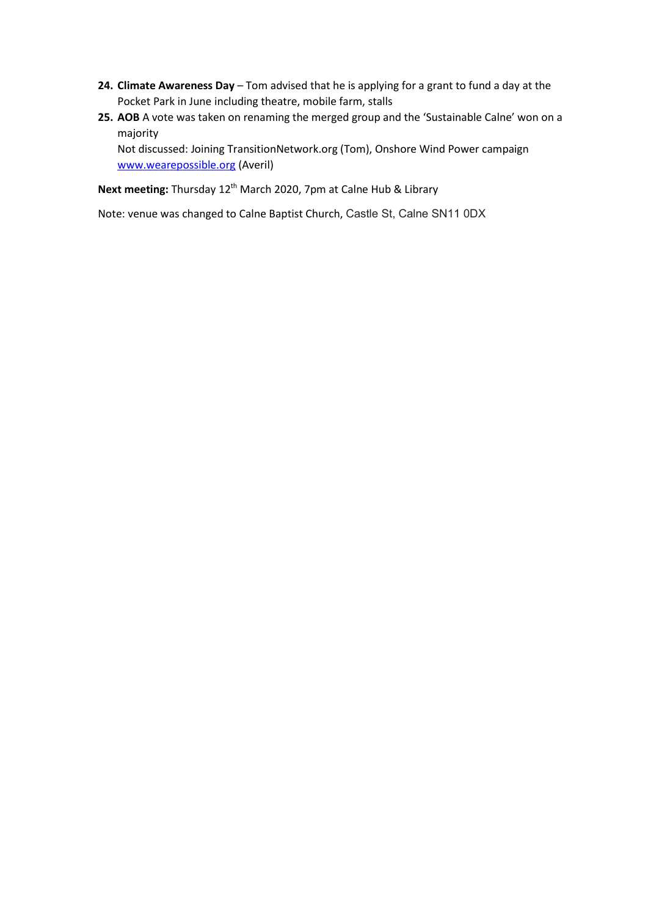24. **Climate Awareness Day** – Tom advised that he is applying for a grant to fund a day at the Pocket Park in June including theatre, mobile farm, stalls
25. **AOB** A vote was taken on renaming the merged group and the 'Sustainable Calne' won on a majority
    Not discussed: Joining TransitionNetwork.org (Tom), Onshore Wind Power campaign [www.wearepossible.org](http://www.wearepossible.org) (Averil)

**Next meeting:** Thursday 12th March 2020, 7pm at Calne Hub & Library

Note: venue was changed to Calne Baptist Church, Castle St, Calne SN11 0DX